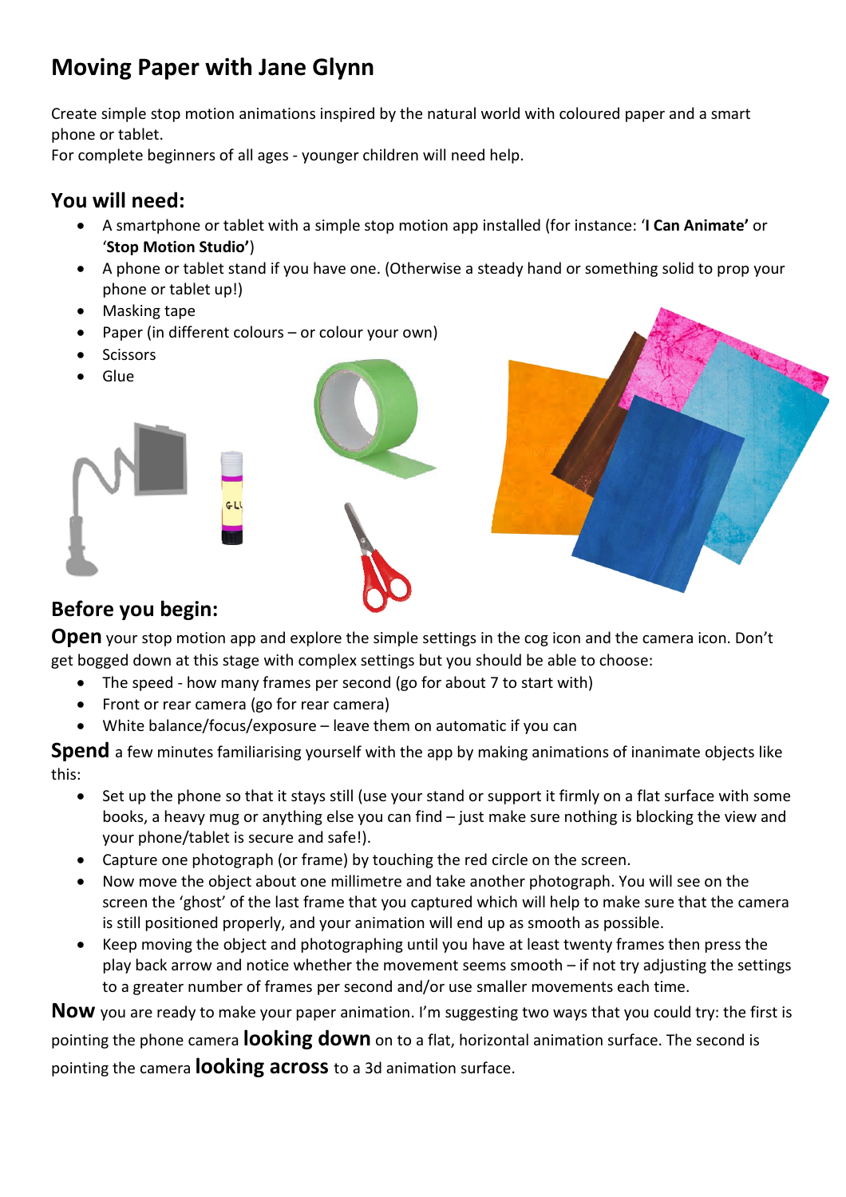# Moving Paper with Jane Glynn

Create simple stop motion animations inspired by the natural world with coloured paper and a smart phone or tablet.
For complete beginners of all ages - younger children will need help.

## You will need:

- A smartphone or tablet with a simple stop motion app installed (for instance: '**I Can Animate'** or '**Stop Motion Studio'**)
- A phone or tablet stand if you have one. (Otherwise a steady hand or something solid to prop your phone or tablet up!)
- Masking tape
- Paper (in different colours – or colour your own)
- Scissors
- Glue

## Before you begin:

**Open** your stop motion app and explore the simple settings in the cog icon and the camera icon. Don't get bogged down at this stage with complex settings but you should be able to choose:

- The speed - how many frames per second (go for about 7 to start with)
- Front or rear camera (go for rear camera)
- White balance/focus/exposure – leave them on automatic if you can

**Spend** a few minutes familiarising yourself with the app by making animations of inanimate objects like this:

- Set up the phone so that it stays still (use your stand or support it firmly on a flat surface with some books, a heavy mug or anything else you can find – just make sure nothing is blocking the view and your phone/tablet is secure and safe!).
- Capture one photograph (or frame) by touching the red circle on the screen.
- Now move the object about one millimetre and take another photograph. You will see on the screen the 'ghost' of the last frame that you captured which will help to make sure that the camera is still positioned properly, and your animation will end up as smooth as possible.
- Keep moving the object and photographing until you have at least twenty frames then press the play back arrow and notice whether the movement seems smooth – if not try adjusting the settings to a greater number of frames per second and/or use smaller movements each time.

**Now** you are ready to make your paper animation. I'm suggesting two ways that you could try: the first is pointing the phone camera **looking down** on to a flat, horizontal animation surface. The second is pointing the camera **looking across** to a 3d animation surface.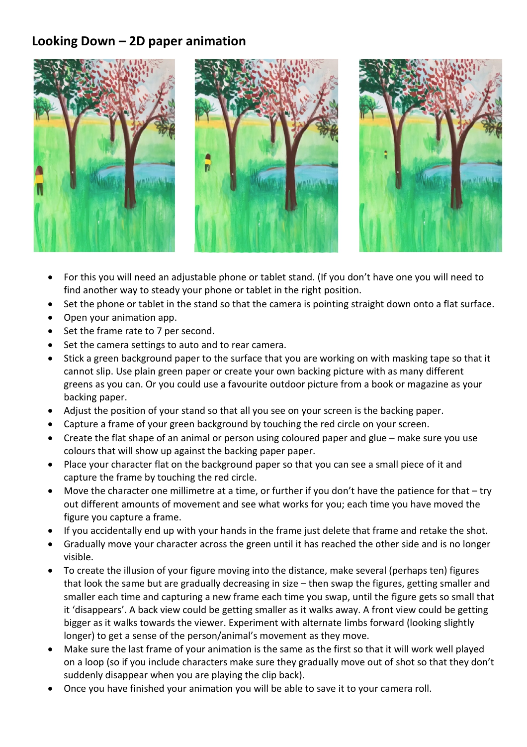## Looking Down – 2D paper animation

- For this you will need an adjustable phone or tablet stand. (If you don't have one you will need to find another way to steady your phone or tablet in the right position.
- Set the phone or tablet in the stand so that the camera is pointing straight down onto a flat surface.
- Open your animation app.
- Set the frame rate to 7 per second.
- Set the camera settings to auto and to rear camera.
- Stick a green background paper to the surface that you are working on with masking tape so that it cannot slip. Use plain green paper or create your own backing picture with as many different greens as you can. Or you could use a favourite outdoor picture from a book or magazine as your backing paper.
- Adjust the position of your stand so that all you see on your screen is the backing paper.
- Capture a frame of your green background by touching the red circle on your screen.
- Create the flat shape of an animal or person using coloured paper and glue – make sure you use colours that will show up against the backing paper paper.
- Place your character flat on the background paper so that you can see a small piece of it and capture the frame by touching the red circle.
- Move the character one millimetre at a time, or further if you don't have the patience for that – try out different amounts of movement and see what works for you; each time you have moved the figure you capture a frame.
- If you accidentally end up with your hands in the frame just delete that frame and retake the shot.
- Gradually move your character across the green until it has reached the other side and is no longer visible.
- To create the illusion of your figure moving into the distance, make several (perhaps ten) figures that look the same but are gradually decreasing in size – then swap the figures, getting smaller and smaller each time and capturing a new frame each time you swap, until the figure gets so small that it 'disappears'. A back view could be getting smaller as it walks away. A front view could be getting bigger as it walks towards the viewer. Experiment with alternate limbs forward (looking slightly longer) to get a sense of the person/animal's movement as they move.
- Make sure the last frame of your animation is the same as the first so that it will work well played on a loop (so if you include characters make sure they gradually move out of shot so that they don't suddenly disappear when you are playing the clip back).
- Once you have finished your animation you will be able to save it to your camera roll.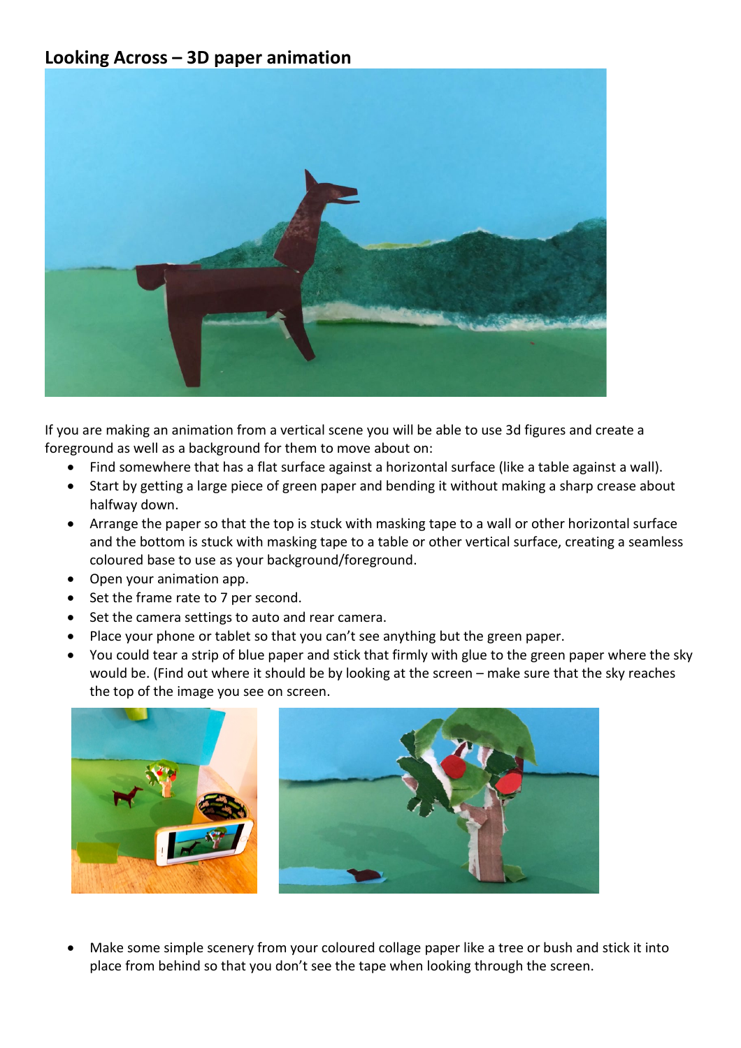## Looking Across – 3D paper animation

If you are making an animation from a vertical scene you will be able to use 3d figures and create a foreground as well as a background for them to move about on:

- Find somewhere that has a flat surface against a horizontal surface (like a table against a wall).
- Start by getting a large piece of green paper and bending it without making a sharp crease about halfway down.
- Arrange the paper so that the top is stuck with masking tape to a wall or other horizontal surface and the bottom is stuck with masking tape to a table or other vertical surface, creating a seamless coloured base to use as your background/foreground.
- Open your animation app.
- Set the frame rate to 7 per second.
- Set the camera settings to auto and rear camera.
- Place your phone or tablet so that you can't see anything but the green paper.
- You could tear a strip of blue paper and stick that firmly with glue to the green paper where the sky would be. (Find out where it should be by looking at the screen – make sure that the sky reaches the top of the image you see on screen.
- Make some simple scenery from your coloured collage paper like a tree or bush and stick it into place from behind so that you don't see the tape when looking through the screen.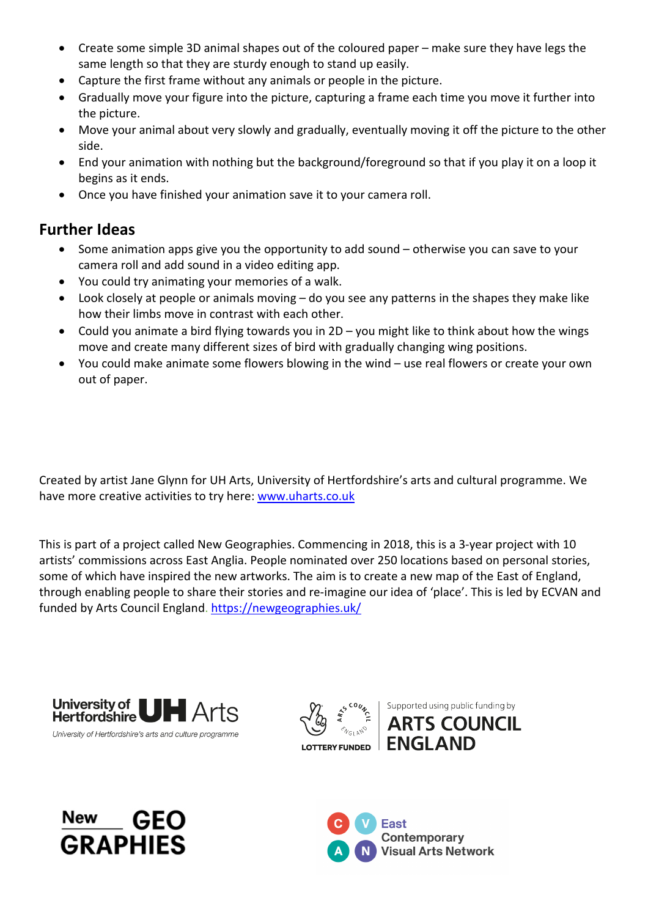- Create some simple 3D animal shapes out of the coloured paper – make sure they have legs the same length so that they are sturdy enough to stand up easily.
- Capture the first frame without any animals or people in the picture.
- Gradually move your figure into the picture, capturing a frame each time you move it further into the picture.
- Move your animal about very slowly and gradually, eventually moving it off the picture to the other side.
- End your animation with nothing but the background/foreground so that if you play it on a loop it begins as it ends.
- Once you have finished your animation save it to your camera roll.

## Further Ideas

- Some animation apps give you the opportunity to add sound – otherwise you can save to your camera roll and add sound in a video editing app.
- You could try animating your memories of a walk.
- Look closely at people or animals moving – do you see any patterns in the shapes they make like how their limbs move in contrast with each other.
- Could you animate a bird flying towards you in 2D – you might like to think about how the wings move and create many different sizes of bird with gradually changing wing positions.
- You could make animate some flowers blowing in the wind – use real flowers or create your own out of paper.

Created by artist Jane Glynn for UH Arts, University of Hertfordshire's arts and cultural programme. We have more creative activities to try here: [www.uharts.co.uk](www.uharts.co.uk)

This is part of a project called New Geographies. Commencing in 2018, this is a 3-year project with 10 artists' commissions across East Anglia. People nominated over 250 locations based on personal stories, some of which have inspired the new artworks. The aim is to create a new map of the East of England, through enabling people to share their stories and re-imagine our idea of 'place'. This is led by ECVAN and funded by Arts Council England. [https://newgeographies.uk/](https://newgeographies.uk/)

University of Hertfordshire UH Arts
University of Hertfordshire's arts and culture programme

LOTTERY FUNDED
Supported using public funding by
ARTS COUNCIL ENGLAND

New GEO GRAPHIES

East Contemporary Visual Arts Network